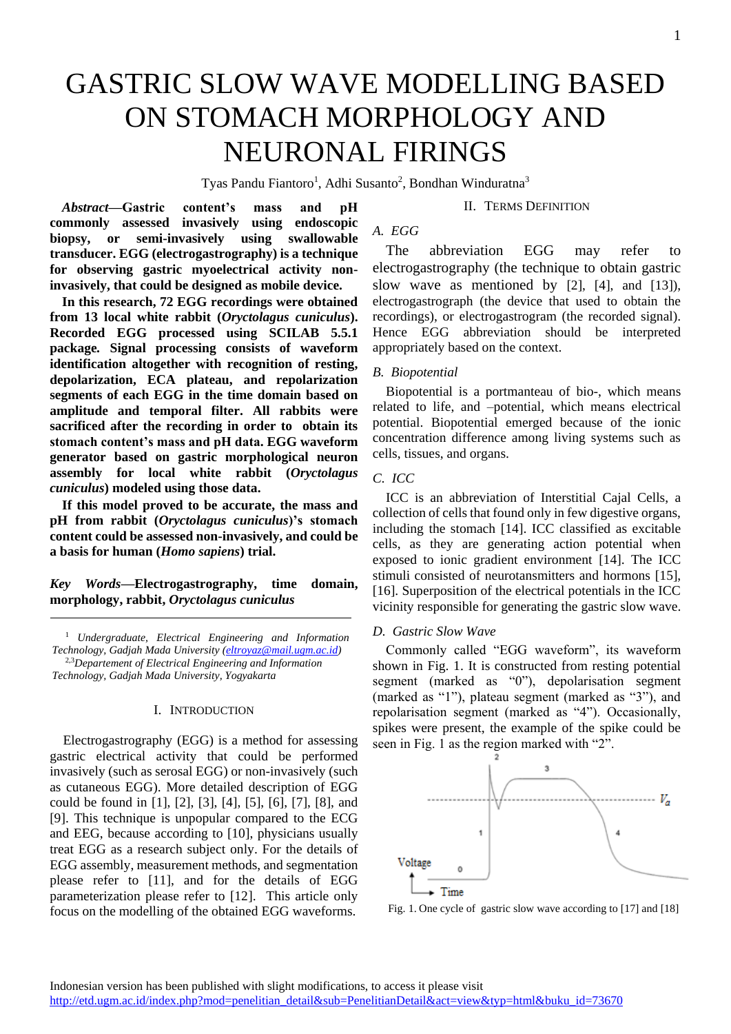# GASTRIC SLOW WAVE MODELLING BASED ON STOMACH MORPHOLOGY AND NEURONAL FIRINGS

Tyas Pandu Fiantoro[1], Adhi Susanto[2], Bondhan Winduratna[3]

***Abstract*—Gastric content's mass and pH commonly assessed invasively using endoscopic biopsy, or semi-invasively using swallowable transducer. EGG (electrogastrography) is a technique for observing gastric myoelectrical activity non-invasively, that could be designed as mobile device.**

**In this research, 72 EGG recordings were obtained from 13 local white rabbit (*Oryctolagus cuniculus*). Recorded EGG processed using SCILAB 5.5.1 package. Signal processing consists of waveform identification altogether with recognition of resting, depolarization, ECA plateau, and repolarization segments of each EGG in the time domain based on amplitude and temporal filter. All rabbits were sacrificed after the recording in order to obtain its stomach content's mass and pH data. EGG waveform generator based on gastric morphological neuron assembly for local white rabbit (*Oryctolagus cuniculus*) modeled using those data.**

**If this model proved to be accurate, the mass and pH from rabbit (*Oryctolagus cuniculus*)'s stomach content could be assessed non-invasively, and could be a basis for human (*Homo sapiens*) trial.**

***Key Words*—Electrogastrography, time domain, morphology, rabbit, *Oryctolagus cuniculus***

[1] *Undergraduate, Electrical Engineering and Information Technology, Gadjah Mada University (eltroyaz@mail.ugm.ac.id)*
[2,3] *Departement of Electrical Engineering and Information Technology, Gadjah Mada University, Yogyakarta*

## I. Introduction

Electrogastrography (EGG) is a method for assessing gastric electrical activity that could be performed invasively (such as serosal EGG) or non-invasively (such as cutaneous EGG). More detailed description of EGG could be found in [1], [2], [3], [4], [5], [6], [7], [8], and [9]. This technique is unpopular compared to the ECG and EEG, because according to [10], physicians usually treat EGG as a research subject only. For the details of EGG assembly, measurement methods, and segmentation please refer to [11], and for the details of EGG parameterization please refer to [12]. This article only focus on the modelling of the obtained EGG waveforms.

## II. Terms Definition

### A. EGG

The abbreviation EGG may refer to electrogastrography (the technique to obtain gastric slow wave as mentioned by [2], [4], and [13]), electrogastrograph (the device that used to obtain the recordings), or electrogastrogram (the recorded signal). Hence EGG abbreviation should be interpreted appropriately based on the context.

### B. Biopotential

Biopotential is a portmanteau of bio-, which means related to life, and –potential, which means electrical potential. Biopotential emerged because of the ionic concentration difference among living systems such as cells, tissues, and organs.

### C. ICC

ICC is an abbreviation of Interstitial Cajal Cells, a collection of cells that found only in few digestive organs, including the stomach [14]. ICC classified as excitable cells, as they are generating action potential when exposed to ionic gradient environment [14]. The ICC stimuli consisted of neurotansmitters and hormons [15], [16]. Superposition of the electrical potentials in the ICC vicinity responsible for generating the gastric slow wave.

### D. Gastric Slow Wave

Commonly called "EGG waveform", its waveform shown in Fig. 1. It is constructed from resting potential segment (marked as "0"), depolarisation segment (marked as "1"), plateau segment (marked as "3"), and repolarisation segment (marked as "4"). Occasionally, spikes were present, the example of the spike could be seen in Fig. 1 as the region marked with "2".

Fig. 1. One cycle of gastric slow wave according to [17] and [18]

Indonesian version has been published with slight modifications, to access it please visit http://etd.ugm.ac.id/index.php?mod=penelitian_detail&sub=PenelitianDetail&act=view&typ=html&buku_id=73670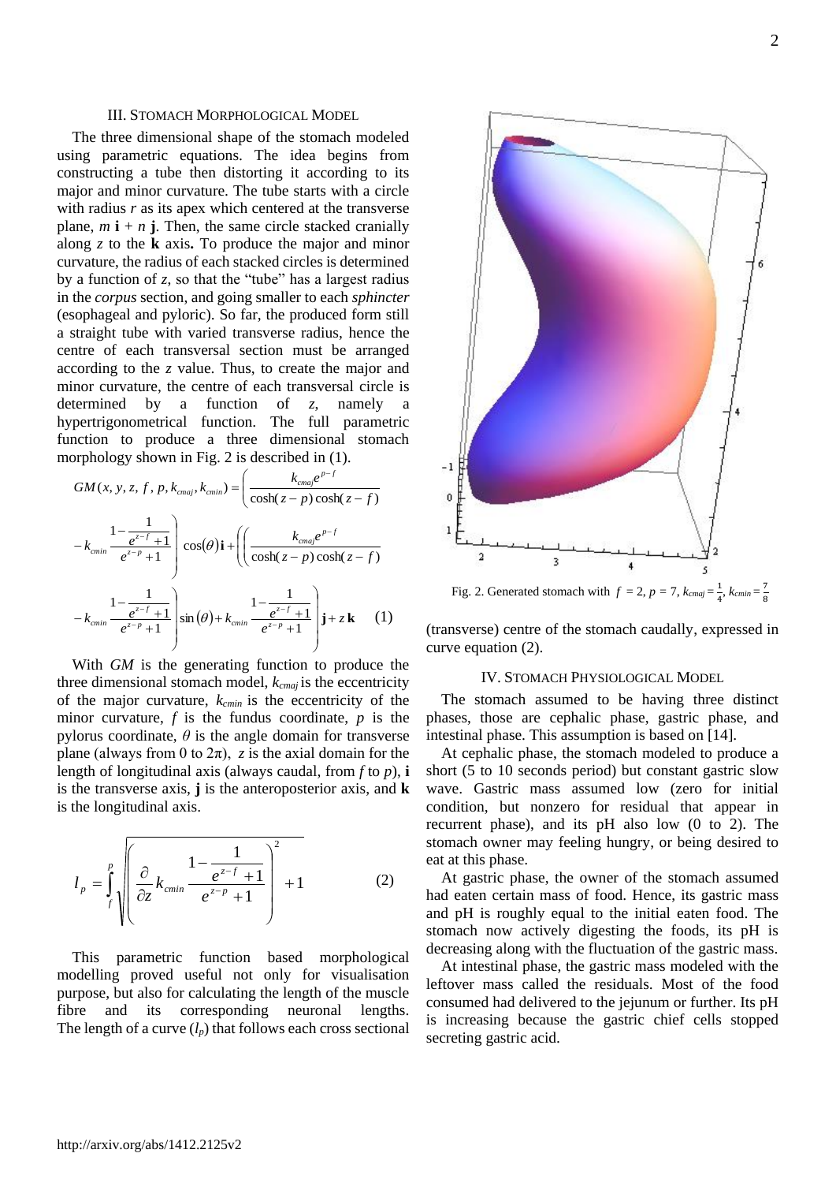## III. Stomach Morphological Model

The three dimensional shape of the stomach modeled using parametric equations. The idea begins from constructing a tube then distorting it according to its major and minor curvature. The tube starts with a circle with radius $r$ as its apex which centered at the transverse plane, $m\,\mathbf{i} + n\,\mathbf{j}$. Then, the same circle stacked cranially along $z$ to the $\mathbf{k}$ axis**.** To produce the major and minor curvature, the radius of each stacked circles is determined by a function of $z$, so that the "tube" has a largest radius in the *corpus* section, and going smaller to each *sphincter* (esophageal and pyloric). So far, the produced form still a straight tube with varied transverse radius, hence the centre of each transversal section must be arranged according to the $z$ value. Thus, to create the major and minor curvature, the centre of each transversal circle is determined by a function of $z$, namely a hypertrigonometrical function. The full parametric function to produce a three dimensional stomach morphology shown in Fig. 2 is described in (1).

$$GM(x, y, z, f, p, k_{cmaj}, k_{cmin}) = \left( \frac{k_{cmaj} e^{p-f}}{\cosh(z-p)\cosh(z-f)} - k_{cmin} \frac{1 - \frac{1}{e^{z-f}+1}}{e^{z-p}+1} \right) \cos(\theta)\,\mathbf{i} + \left( \left( \frac{k_{cmaj} e^{p-f}}{\cosh(z-p)\cosh(z-f)} - k_{cmin} \frac{1 - \frac{1}{e^{z-f}+1}}{e^{z-p}+1} \right) \sin(\theta) + k_{cmin} \frac{1 - \frac{1}{e^{z-f}+1}}{e^{z-p}+1} \right) \mathbf{j} + z\,\mathbf{k} \quad (1)$$

With $GM$ is the generating function to produce the three dimensional stomach model, $k_{cmaj}$ is the eccentricity of the major curvature, $k_{cmin}$ is the eccentricity of the minor curvature, $f$ is the fundus coordinate, $p$ is the pylorus coordinate, $\theta$ is the angle domain for transverse plane (always from 0 to $2\pi$), $z$ is the axial domain for the length of longitudinal axis (always caudal, from $f$ to $p$), $\mathbf{i}$ is the transverse axis, $\mathbf{j}$ is the anteroposterior axis, and $\mathbf{k}$ is the longitudinal axis.

$$l_p = \int_f^p \sqrt{\left( \frac{\partial}{\partial z} k_{cmin} \frac{1 - \frac{1}{e^{z-f}+1}}{e^{z-p}+1} \right)^2 + 1} \quad (2)$$

This parametric function based morphological modelling proved useful not only for visualisation purpose, but also for calculating the length of the muscle fibre and its corresponding neuronal lengths. The length of a curve ($l_p$) that follows each cross sectional (transverse) centre of the stomach caudally, expressed in curve equation (2).

Fig. 2. Generated stomach with $f = 2$, $p = 7$, $k_{cmaj} = \frac{1}{4}$, $k_{cmin} = \frac{7}{8}$

## IV. Stomach Physiological Model

The stomach assumed to be having three distinct phases, those are cephalic phase, gastric phase, and intestinal phase. This assumption is based on [14].

At cephalic phase, the stomach modeled to produce a short (5 to 10 seconds period) but constant gastric slow wave. Gastric mass assumed low (zero for initial condition, but nonzero for residual that appear in recurrent phase), and its pH also low (0 to 2). The stomach owner may feeling hungry, or being desired to eat at this phase.

At gastric phase, the owner of the stomach assumed had eaten certain mass of food. Hence, its gastric mass and pH is roughly equal to the initial eaten food. The stomach now actively digesting the foods, its pH is decreasing along with the fluctuation of the gastric mass.

At intestinal phase, the gastric mass modeled with the leftover mass called the residuals. Most of the food consumed had delivered to the jejunum or further. Its pH is increasing because the gastric chief cells stopped secreting gastric acid.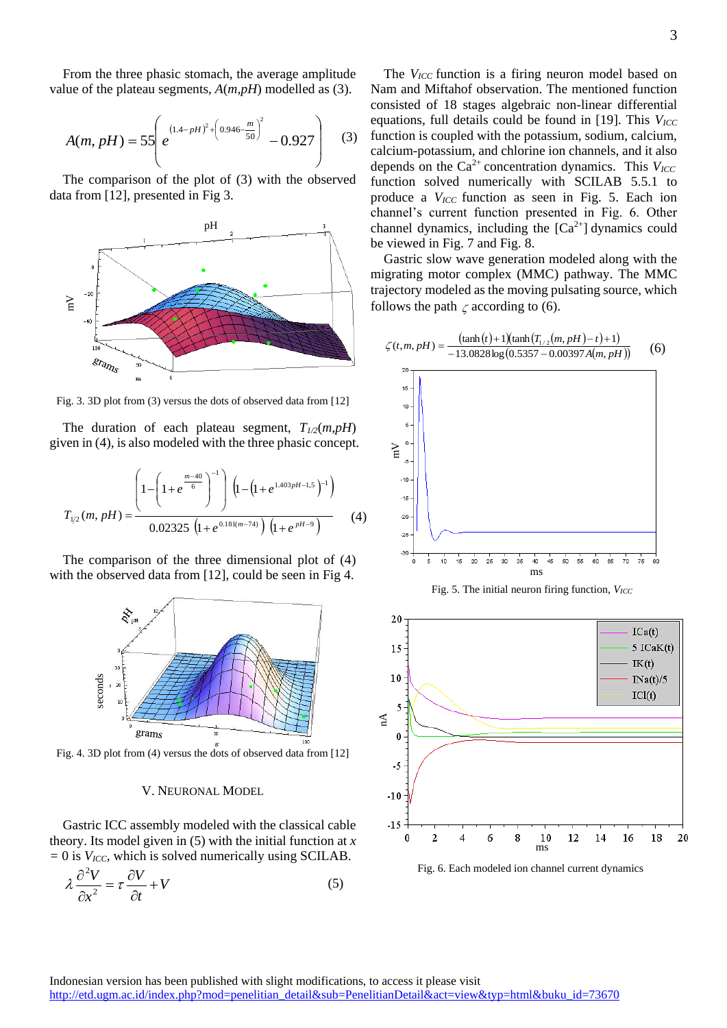From the three phasic stomach, the average amplitude value of the plateau segments, $A(m,pH)$ modelled as (3).

$$A(m,pH) = 55\left(e^{(1.4-pH)^2+\left(0.946-\frac{m}{50}\right)^2} - 0.927\right) \quad (3)$$

The comparison of the plot of (3) with the observed data from [12], presented in Fig 3.

Fig. 3. 3D plot from (3) versus the dots of observed data from [12]

The duration of each plateau segment, $T_{1/2}(m,pH)$ given in (4), is also modeled with the three phasic concept.

$$T_{1/2}(m,pH) = \frac{\left(1-\left(1+e^{\frac{m-40}{6}}\right)^{-1}\right)\left(1-\left(1+e^{1.403pH-1.5}\right)^{-1}\right)}{0.02325\left(1+e^{0.181(m-74)}\right)\left(1+e^{pH-9}\right)} \quad (4)$$

The comparison of the three dimensional plot of (4) with the observed data from [12], could be seen in Fig 4.

Fig. 4. 3D plot from (4) versus the dots of observed data from [12]

## V. Neuronal Model

Gastric ICC assembly modeled with the classical cable theory. Its model given in (5) with the initial function at $x = 0$ is $V_{ICC}$, which is solved numerically using SCILAB.

$$\lambda\frac{\partial^2 V}{\partial x^2} = \tau\frac{\partial V}{\partial t} + V \quad (5)$$

The $V_{ICC}$ function is a firing neuron model based on Nam and Miftahof observation. The mentioned function consisted of 18 stages algebraic non-linear differential equations, full details could be found in [19]. This $V_{ICC}$ function is coupled with the potassium, sodium, calcium, calcium-potassium, and chlorine ion channels, and it also depends on the $Ca^{2+}$ concentration dynamics. This $V_{ICC}$ function solved numerically with SCILAB 5.5.1 to produce a $V_{ICC}$ function as seen in Fig. 5. Each ion channel's current function presented in Fig. 6. Other channel dynamics, including the $[Ca^{2+}]$ dynamics could be viewed in Fig. 7 and Fig. 8.

Gastric slow wave generation modeled along with the migrating motor complex (MMC) pathway. The MMC trajectory modeled as the moving pulsating source, which follows the path $\zeta$ according to (6).

$$\zeta(t,m,pH) = \frac{(\tanh(t)+1)(\tanh(T_{1/2}(m,pH)-t)+1)}{-13.0828\log(0.5357-0.00397A(m,pH))} \quad (6)$$

Fig. 5. The initial neuron firing function, $V_{ICC}$

Fig. 6. Each modeled ion channel current dynamics

Indonesian version has been published with slight modifications, to access it please visit http://etd.ugm.ac.id/index.php?mod=penelitian_detail&sub=PenelitianDetail&act=view&typ=html&buku_id=73670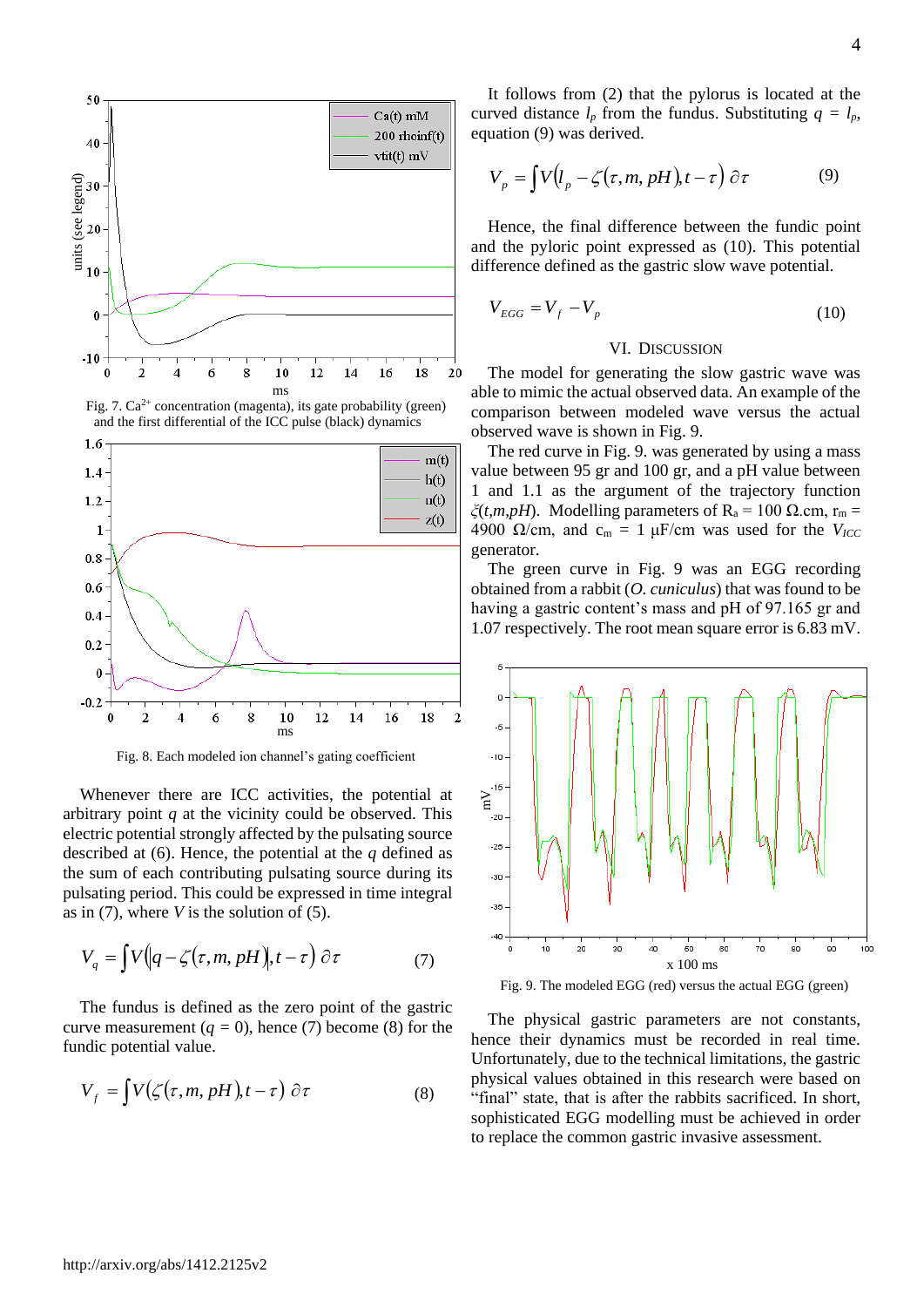Fig. 7. $Ca^{2+}$ concentration (magenta), its gate probability (green) and the first differential of the ICC pulse (black) dynamics

Fig. 8. Each modeled ion channel's gating coefficient

Whenever there are ICC activities, the potential at arbitrary point $q$ at the vicinity could be observed. This electric potential strongly affected by the pulsating source described at (6). Hence, the potential at the $q$ defined as the sum of each contributing pulsating source during its pulsating period. This could be expressed in time integral as in (7), where $V$ is the solution of (5).

$$V_q = \int V(|q - \zeta(\tau, m, pH)|, t - \tau)\, \partial\tau \tag{7}$$

The fundus is defined as the zero point of the gastric curve measurement ($q$ = 0), hence (7) become (8) for the fundic potential value.

$$V_f = \int V(\zeta(\tau, m, pH), t - \tau)\, \partial\tau \tag{8}$$

It follows from (2) that the pylorus is located at the curved distance $l_p$ from the fundus. Substituting $q = l_p$, equation (9) was derived.

$$V_p = \int V(l_p - \zeta(\tau, m, pH), t - \tau)\, \partial\tau \tag{9}$$

Hence, the final difference between the fundic point and the pyloric point expressed as (10). This potential difference defined as the gastric slow wave potential.

$$V_{EGG} = V_f - V_p \tag{10}$$

## VI. Discussion

The model for generating the slow gastric wave was able to mimic the actual observed data. An example of the comparison between modeled wave versus the actual observed wave is shown in Fig. 9.

The red curve in Fig. 9. was generated by using a mass value between 95 gr and 100 gr, and a pH value between 1 and 1.1 as the argument of the trajectory function $\zeta(t,m,pH)$. Modelling parameters of $R_a$ = 100 Ω.cm, $r_m$ = 4900 Ω/cm, and $c_m$ = 1 μF/cm was used for the $V_{ICC}$ generator.

The green curve in Fig. 9 was an EGG recording obtained from a rabbit (*O. cuniculus*) that was found to be having a gastric content's mass and pH of 97.165 gr and 1.07 respectively. The root mean square error is 6.83 mV.

Fig. 9. The modeled EGG (red) versus the actual EGG (green)

The physical gastric parameters are not constants, hence their dynamics must be recorded in real time. Unfortunately, due to the technical limitations, the gastric physical values obtained in this research were based on "final" state, that is after the rabbits sacrificed. In short, sophisticated EGG modelling must be achieved in order to replace the common gastric invasive assessment.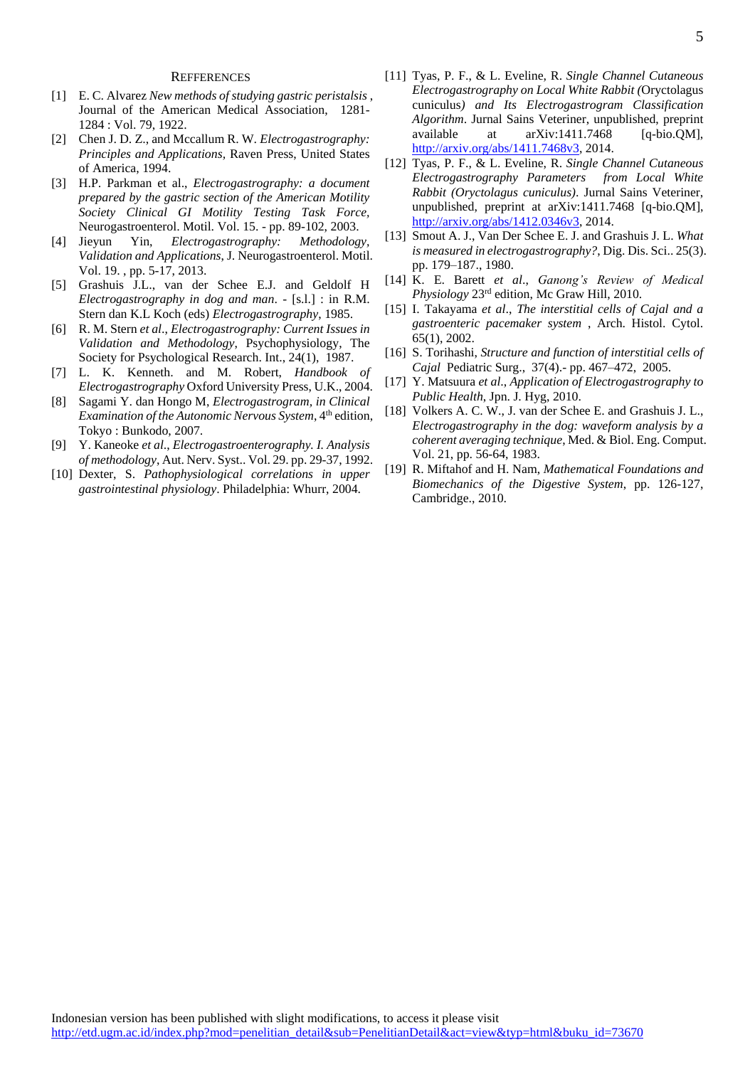## REFFERENCES

[1] E. C. Alvarez *New methods of studying gastric peristalsis* , Journal of the American Medical Association, 1281-1284 : Vol. 79, 1922.

[2] Chen J. D. Z., and Mccallum R. W. *Electrogastrography: Principles and Applications*, Raven Press, United States of America, 1994.

[3] H.P. Parkman et al., *Electrogastrography: a document prepared by the gastric section of the American Motility Society Clinical GI Motility Testing Task Force*, Neurogastroenterol. Motil. Vol. 15. - pp. 89-102, 2003.

[4] Jieyun Yin, *Electrogastrography: Methodology, Validation and Applications*, J. Neurogastroenterol. Motil. Vol. 19. , pp. 5-17, 2013.

[5] Grashuis J.L., van der Schee E.J. and Geldolf H *Electrogastrography in dog and man*. - [s.l.] : in R.M. Stern dan K.L Koch (eds) *Electrogastrography*, 1985.

[6] R. M. Stern *et al*., *Electrogastrography: Current Issues in Validation and Methodology*, Psychophysiology, The Society for Psychological Research. Int., 24(1), 1987.

[7] L. K. Kenneth. and M. Robert, *Handbook of Electrogastrography* Oxford University Press, U.K., 2004.

[8] Sagami Y. dan Hongo M, *Electrogastrogram, in Clinical Examination of the Autonomic Nervous System*, 4th edition, Tokyo : Bunkodo, 2007.

[9] Y. Kaneoke *et al*., *Electrogastroenterography. I. Analysis of methodology*, Aut. Nerv. Syst.. Vol. 29. pp. 29-37, 1992.

[10] Dexter, S. *Pathophysiological correlations in upper gastrointestinal physiology*. Philadelphia: Whurr, 2004.

[11] Tyas, P. F., & L. Eveline, R. *Single Channel Cutaneous Electrogastrography on Local White Rabbit (*Oryctolagus cuniculus*) and Its Electrogastrogram Classification Algorithm*. Jurnal Sains Veteriner, unpublished, preprint available at arXiv:1411.7468 [q-bio.QM], http://arxiv.org/abs/1411.7468v3, 2014.

[12] Tyas, P. F., & L. Eveline, R. *Single Channel Cutaneous Electrogastrography Parameters from Local White Rabbit (Oryctolagus cuniculus)*. Jurnal Sains Veteriner, unpublished, preprint at arXiv:1411.7468 [q-bio.QM], http://arxiv.org/abs/1412.0346v3, 2014.

[13] Smout A. J., Van Der Schee E. J. and Grashuis J. L. *What is measured in electrogastrography?*, Dig. Dis. Sci.. 25(3). pp. 179–187., 1980.

[14] K. E. Barett *et al*., *Ganong's Review of Medical Physiology* 23rd edition, Mc Graw Hill, 2010.

[15] I. Takayama *et al*., *The interstitial cells of Cajal and a gastroenteric pacemaker system* , Arch. Histol. Cytol. 65(1), 2002.

[16] S. Torihashi, *Structure and function of interstitial cells of Cajal* Pediatric Surg., 37(4).- pp. 467–472, 2005.

[17] Y. Matsuura *et al*., *Application of Electrogastrography to Public Health*, Jpn. J. Hyg, 2010.

[18] Volkers A. C. W., J. van der Schee E. and Grashuis J. L., *Electrogastrography in the dog: waveform analysis by a coherent averaging technique*, Med. & Biol. Eng. Comput. Vol. 21, pp. 56-64, 1983.

[19] R. Miftahof and H. Nam, *Mathematical Foundations and Biomechanics of the Digestive System*, pp. 126-127, Cambridge., 2010.

Indonesian version has been published with slight modifications, to access it please visit http://etd.ugm.ac.id/index.php?mod=penelitian_detail&sub=PenelitianDetail&act=view&typ=html&buku_id=73670